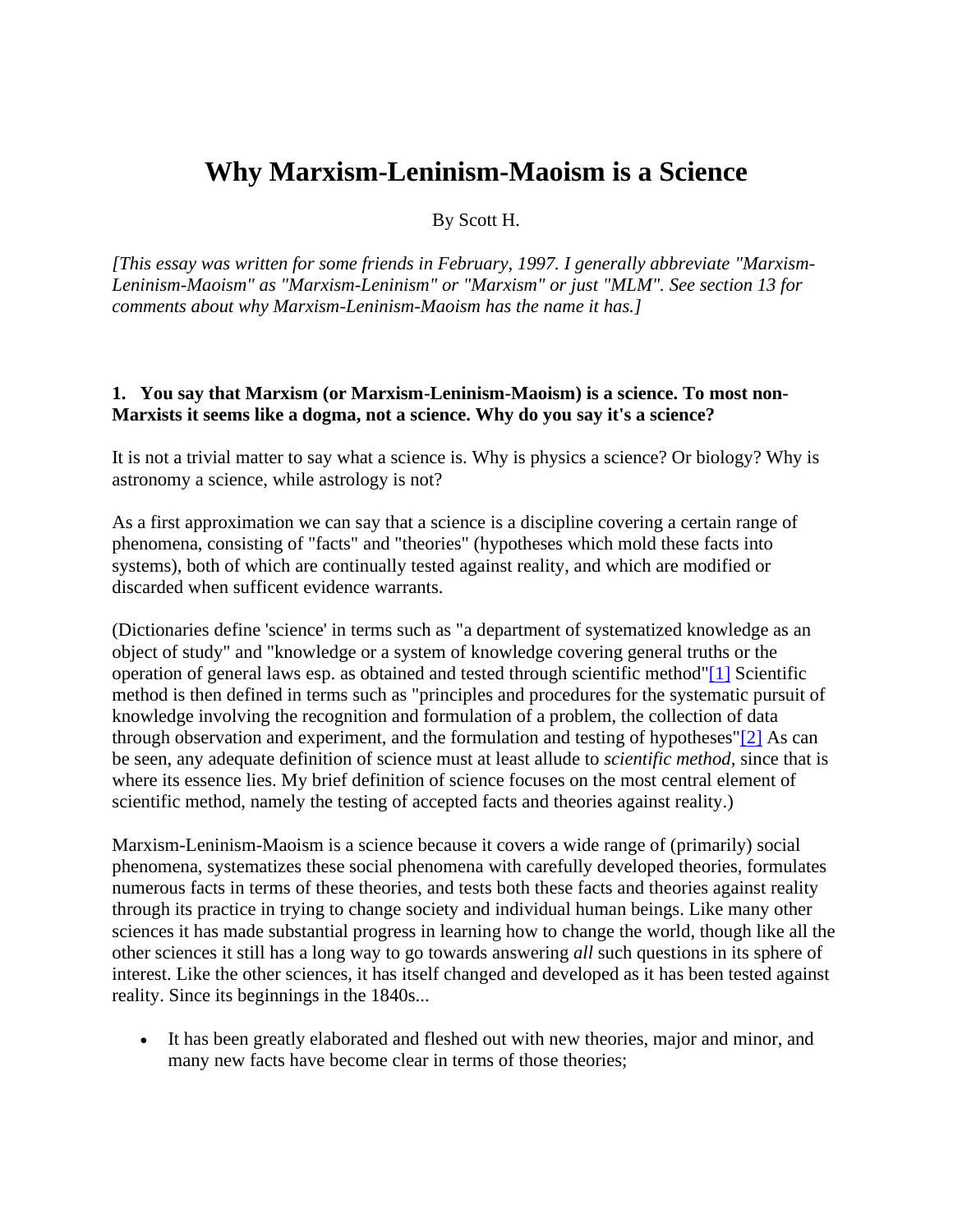# Why Marxism-Leninism-Maoism is a Science

By Scott H.

*[This essay was written for some friends in February, 1997. I generally abbreviate "Marxism-Leninism-Maoism" as "Marxism-Leninism" or "Marxism" or just "MLM". See section 13 for comments about why Marxism-Leninism-Maoism has the name it has.]*

**1. You say that Marxism (or Marxism-Leninism-Maoism) is a science. To most non-Marxists it seems like a dogma, not a science. Why do you say it's a science?**

It is not a trivial matter to say what a science is. Why is physics a science? Or biology? Why is astronomy a science, while astrology is not?

As a first approximation we can say that a science is a discipline covering a certain range of phenomena, consisting of "facts" and "theories" (hypotheses which mold these facts into systems), both of which are continually tested against reality, and which are modified or discarded when sufficent evidence warrants.

(Dictionaries define 'science' in terms such as "a department of systematized knowledge as an object of study" and "knowledge or a system of knowledge covering general truths or the operation of general laws esp. as obtained and tested through scientific method"[1] Scientific method is then defined in terms such as "principles and procedures for the systematic pursuit of knowledge involving the recognition and formulation of a problem, the collection of data through observation and experiment, and the formulation and testing of hypotheses"[2] As can be seen, any adequate definition of science must at least allude to *scientific method*, since that is where its essence lies. My brief definition of science focuses on the most central element of scientific method, namely the testing of accepted facts and theories against reality.)

Marxism-Leninism-Maoism is a science because it covers a wide range of (primarily) social phenomena, systematizes these social phenomena with carefully developed theories, formulates numerous facts in terms of these theories, and tests both these facts and theories against reality through its practice in trying to change society and individual human beings. Like many other sciences it has made substantial progress in learning how to change the world, though like all the other sciences it still has a long way to go towards answering *all* such questions in its sphere of interest. Like the other sciences, it has itself changed and developed as it has been tested against reality. Since its beginnings in the 1840s...

- It has been greatly elaborated and fleshed out with new theories, major and minor, and many new facts have become clear in terms of those theories;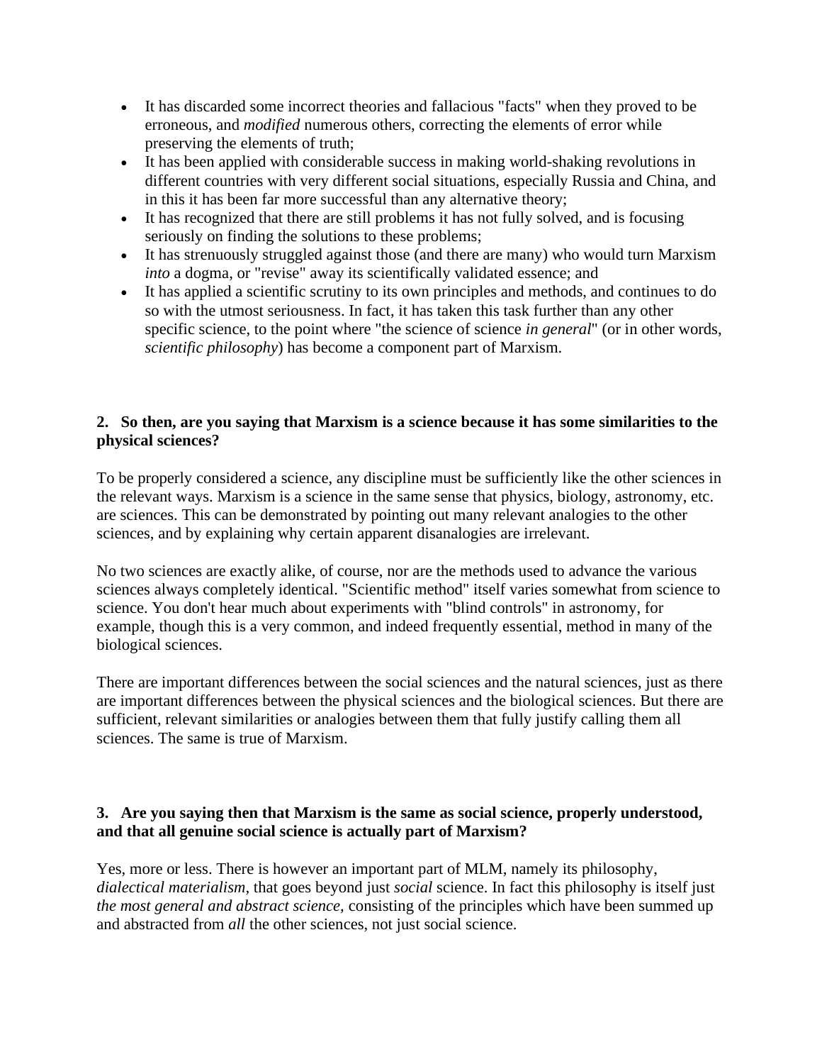- It has discarded some incorrect theories and fallacious "facts" when they proved to be erroneous, and *modified* numerous others, correcting the elements of error while preserving the elements of truth;
- It has been applied with considerable success in making world-shaking revolutions in different countries with very different social situations, especially Russia and China, and in this it has been far more successful than any alternative theory;
- It has recognized that there are still problems it has not fully solved, and is focusing seriously on finding the solutions to these problems;
- It has strenuously struggled against those (and there are many) who would turn Marxism *into* a dogma, or "revise" away its scientifically validated essence; and
- It has applied a scientific scrutiny to its own principles and methods, and continues to do so with the utmost seriousness. In fact, it has taken this task further than any other specific science, to the point where "the science of science *in general*" (or in other words, *scientific philosophy*) has become a component part of Marxism.

**2. So then, are you saying that Marxism is a science because it has some similarities to the physical sciences?**

To be properly considered a science, any discipline must be sufficiently like the other sciences in the relevant ways. Marxism is a science in the same sense that physics, biology, astronomy, etc. are sciences. This can be demonstrated by pointing out many relevant analogies to the other sciences, and by explaining why certain apparent disanalogies are irrelevant.

No two sciences are exactly alike, of course, nor are the methods used to advance the various sciences always completely identical. "Scientific method" itself varies somewhat from science to science. You don't hear much about experiments with "blind controls" in astronomy, for example, though this is a very common, and indeed frequently essential, method in many of the biological sciences.

There are important differences between the social sciences and the natural sciences, just as there are important differences between the physical sciences and the biological sciences. But there are sufficient, relevant similarities or analogies between them that fully justify calling them all sciences. The same is true of Marxism.

**3. Are you saying then that Marxism is the same as social science, properly understood, and that all genuine social science is actually part of Marxism?**

Yes, more or less. There is however an important part of MLM, namely its philosophy, *dialectical materialism,* that goes beyond just *social* science. In fact this philosophy is itself just *the most general and abstract science,* consisting of the principles which have been summed up and abstracted from *all* the other sciences, not just social science.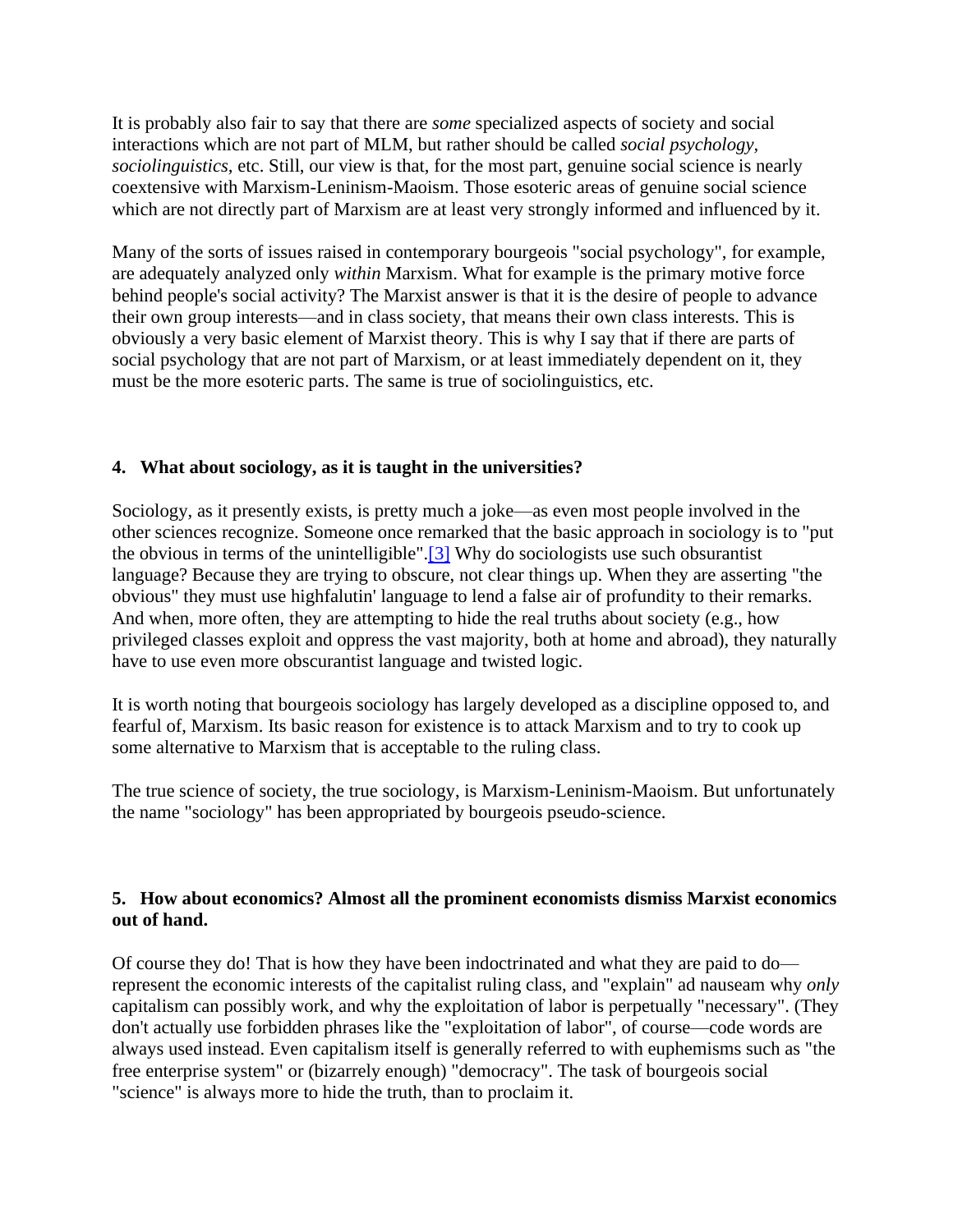It is probably also fair to say that there are *some* specialized aspects of society and social interactions which are not part of MLM, but rather should be called *social psychology*, *sociolinguistics*, etc. Still, our view is that, for the most part, genuine social science is nearly coextensive with Marxism-Leninism-Maoism. Those esoteric areas of genuine social science which are not directly part of Marxism are at least very strongly informed and influenced by it.

Many of the sorts of issues raised in contemporary bourgeois "social psychology", for example, are adequately analyzed only *within* Marxism. What for example is the primary motive force behind people's social activity? The Marxist answer is that it is the desire of people to advance their own group interests—and in class society, that means their own class interests. This is obviously a very basic element of Marxist theory. This is why I say that if there are parts of social psychology that are not part of Marxism, or at least immediately dependent on it, they must be the more esoteric parts. The same is true of sociolinguistics, etc.

**4. What about sociology, as it is taught in the universities?**

Sociology, as it presently exists, is pretty much a joke—as even most people involved in the other sciences recognize. Someone once remarked that the basic approach in sociology is to "put the obvious in terms of the unintelligible".[3] Why do sociologists use such obsurantist language? Because they are trying to obscure, not clear things up. When they are asserting "the obvious" they must use highfalutin' language to lend a false air of profundity to their remarks. And when, more often, they are attempting to hide the real truths about society (e.g., how privileged classes exploit and oppress the vast majority, both at home and abroad), they naturally have to use even more obscurantist language and twisted logic.

It is worth noting that bourgeois sociology has largely developed as a discipline opposed to, and fearful of, Marxism. Its basic reason for existence is to attack Marxism and to try to cook up some alternative to Marxism that is acceptable to the ruling class.

The true science of society, the true sociology, is Marxism-Leninism-Maoism. But unfortunately the name "sociology" has been appropriated by bourgeois pseudo-science.

**5. How about economics? Almost all the prominent economists dismiss Marxist economics out of hand.**

Of course they do! That is how they have been indoctrinated and what they are paid to do—represent the economic interests of the capitalist ruling class, and "explain" ad nauseam why *only* capitalism can possibly work, and why the exploitation of labor is perpetually "necessary". (They don't actually use forbidden phrases like the "exploitation of labor", of course—code words are always used instead. Even capitalism itself is generally referred to with euphemisms such as "the free enterprise system" or (bizarrely enough) "democracy". The task of bourgeois social "science" is always more to hide the truth, than to proclaim it.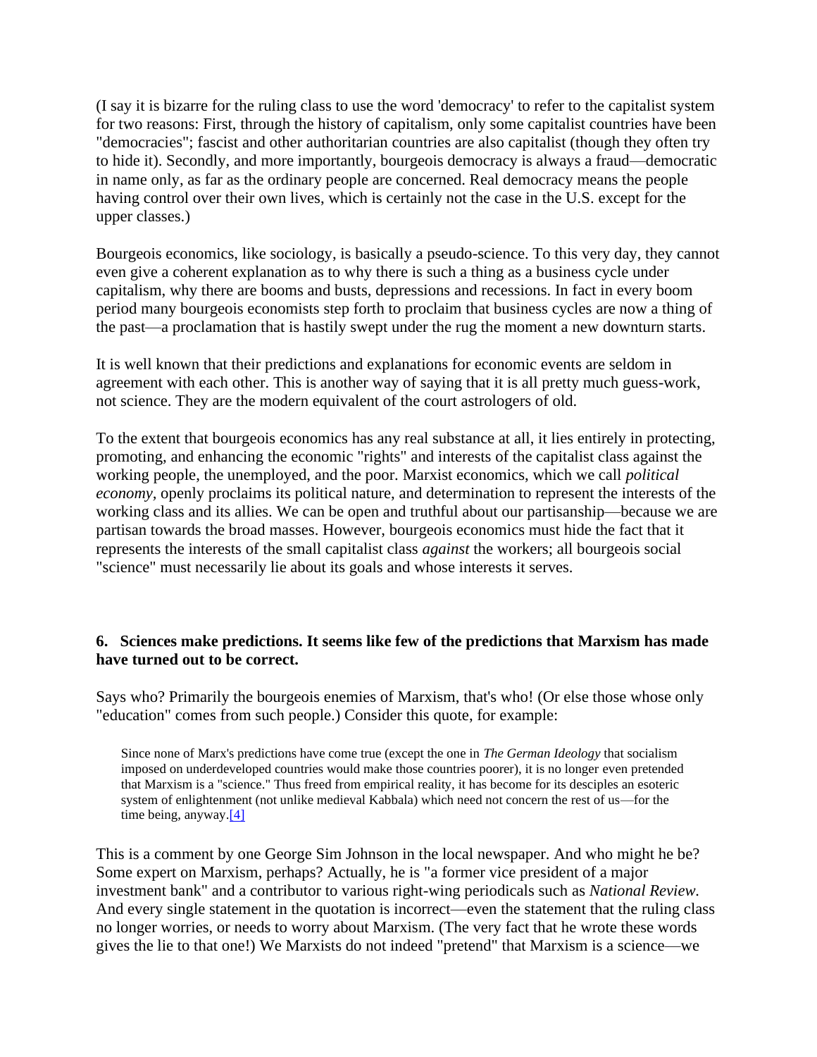(I say it is bizarre for the ruling class to use the word 'democracy' to refer to the capitalist system for two reasons: First, through the history of capitalism, only some capitalist countries have been "democracies"; fascist and other authoritarian countries are also capitalist (though they often try to hide it). Secondly, and more importantly, bourgeois democracy is always a fraud—democratic in name only, as far as the ordinary people are concerned. Real democracy means the people having control over their own lives, which is certainly not the case in the U.S. except for the upper classes.)

Bourgeois economics, like sociology, is basically a pseudo-science. To this very day, they cannot even give a coherent explanation as to why there is such a thing as a business cycle under capitalism, why there are booms and busts, depressions and recessions. In fact in every boom period many bourgeois economists step forth to proclaim that business cycles are now a thing of the past—a proclamation that is hastily swept under the rug the moment a new downturn starts.

It is well known that their predictions and explanations for economic events are seldom in agreement with each other. This is another way of saying that it is all pretty much guess-work, not science. They are the modern equivalent of the court astrologers of old.

To the extent that bourgeois economics has any real substance at all, it lies entirely in protecting, promoting, and enhancing the economic "rights" and interests of the capitalist class against the working people, the unemployed, and the poor. Marxist economics, which we call *political economy,* openly proclaims its political nature, and determination to represent the interests of the working class and its allies. We can be open and truthful about our partisanship—because we are partisan towards the broad masses. However, bourgeois economics must hide the fact that it represents the interests of the small capitalist class *against* the workers; all bourgeois social "science" must necessarily lie about its goals and whose interests it serves.

**6. Sciences make predictions. It seems like few of the predictions that Marxism has made have turned out to be correct.**

Says who? Primarily the bourgeois enemies of Marxism, that's who! (Or else those whose only "education" comes from such people.) Consider this quote, for example:

> Since none of Marx's predictions have come true (except the one in *The German Ideology* that socialism imposed on underdeveloped countries would make those countries poorer), it is no longer even pretended that Marxism is a "science." Thus freed from empirical reality, it has become for its desciples an esoteric system of enlightenment (not unlike medieval Kabbala) which need not concern the rest of us—for the time being, anyway.[4]

This is a comment by one George Sim Johnson in the local newspaper. And who might he be? Some expert on Marxism, perhaps? Actually, he is "a former vice president of a major investment bank" and a contributor to various right-wing periodicals such as *National Review.* And every single statement in the quotation is incorrect—even the statement that the ruling class no longer worries, or needs to worry about Marxism. (The very fact that he wrote these words gives the lie to that one!) We Marxists do not indeed "pretend" that Marxism is a science—we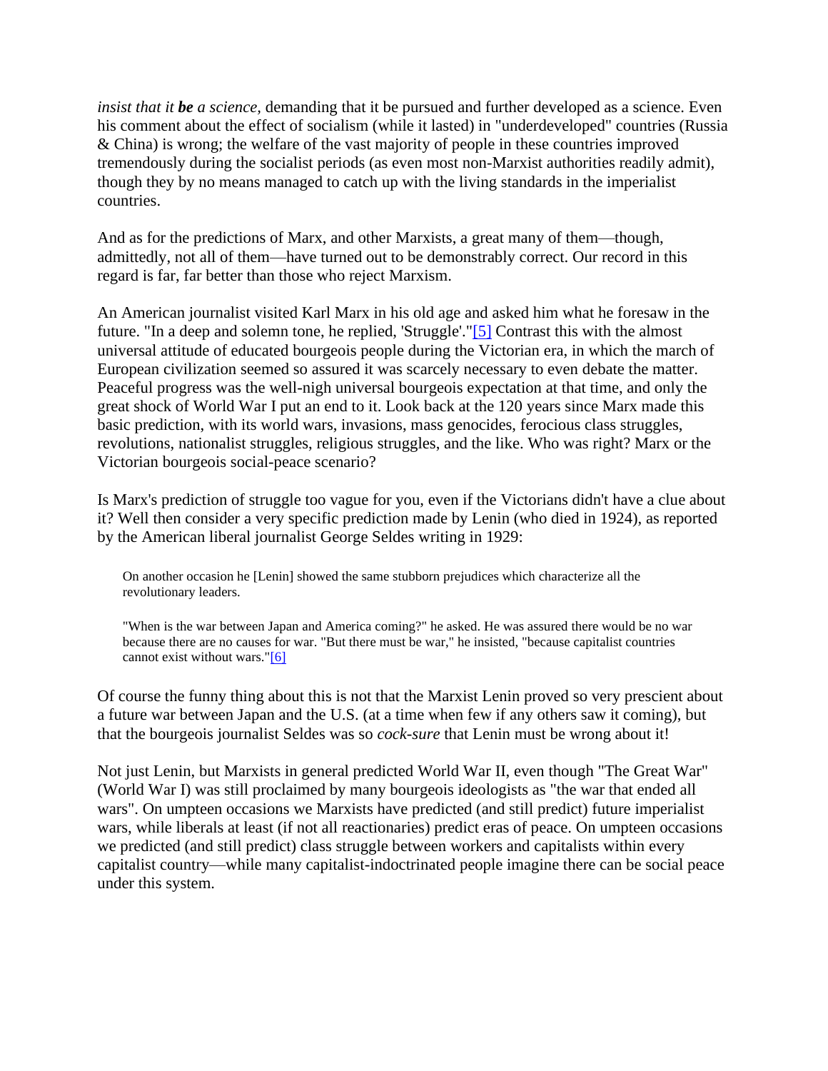*insist that it **be** a science*, demanding that it be pursued and further developed as a science. Even his comment about the effect of socialism (while it lasted) in "underdeveloped" countries (Russia & China) is wrong; the welfare of the vast majority of people in these countries improved tremendously during the socialist periods (as even most non-Marxist authorities readily admit), though they by no means managed to catch up with the living standards in the imperialist countries.

And as for the predictions of Marx, and other Marxists, a great many of them—though, admittedly, not all of them—have turned out to be demonstrably correct. Our record in this regard is far, far better than those who reject Marxism.

An American journalist visited Karl Marx in his old age and asked him what he foresaw in the future. "In a deep and solemn tone, he replied, 'Struggle'."[5] Contrast this with the almost universal attitude of educated bourgeois people during the Victorian era, in which the march of European civilization seemed so assured it was scarcely necessary to even debate the matter. Peaceful progress was the well-nigh universal bourgeois expectation at that time, and only the great shock of World War I put an end to it. Look back at the 120 years since Marx made this basic prediction, with its world wars, invasions, mass genocides, ferocious class struggles, revolutions, nationalist struggles, religious struggles, and the like. Who was right? Marx or the Victorian bourgeois social-peace scenario?

Is Marx's prediction of struggle too vague for you, even if the Victorians didn't have a clue about it? Well then consider a very specific prediction made by Lenin (who died in 1924), as reported by the American liberal journalist George Seldes writing in 1929:

> On another occasion he [Lenin] showed the same stubborn prejudices which characterize all the revolutionary leaders.
>
> "When is the war between Japan and America coming?" he asked. He was assured there would be no war because there are no causes for war. "But there must be war," he insisted, "because capitalist countries cannot exist without wars."[6]

Of course the funny thing about this is not that the Marxist Lenin proved so very prescient about a future war between Japan and the U.S. (at a time when few if any others saw it coming), but that the bourgeois journalist Seldes was so *cock-sure* that Lenin must be wrong about it!

Not just Lenin, but Marxists in general predicted World War II, even though "The Great War" (World War I) was still proclaimed by many bourgeois ideologists as "the war that ended all wars". On umpteen occasions we Marxists have predicted (and still predict) future imperialist wars, while liberals at least (if not all reactionaries) predict eras of peace. On umpteen occasions we predicted (and still predict) class struggle between workers and capitalists within every capitalist country—while many capitalist-indoctrinated people imagine there can be social peace under this system.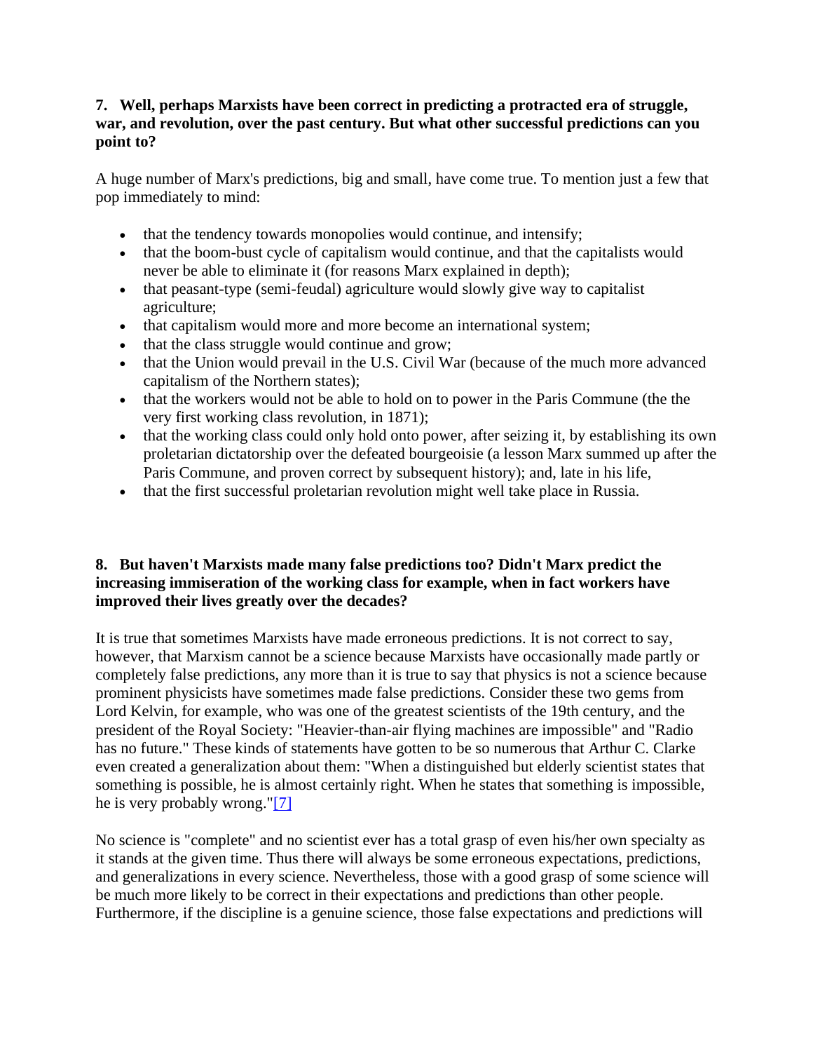**7. Well, perhaps Marxists have been correct in predicting a protracted era of struggle, war, and revolution, over the past century. But what other successful predictions can you point to?**

A huge number of Marx's predictions, big and small, have come true. To mention just a few that pop immediately to mind:

- that the tendency towards monopolies would continue, and intensify;
- that the boom-bust cycle of capitalism would continue, and that the capitalists would never be able to eliminate it (for reasons Marx explained in depth);
- that peasant-type (semi-feudal) agriculture would slowly give way to capitalist agriculture;
- that capitalism would more and more become an international system;
- that the class struggle would continue and grow;
- that the Union would prevail in the U.S. Civil War (because of the much more advanced capitalism of the Northern states);
- that the workers would not be able to hold on to power in the Paris Commune (the the very first working class revolution, in 1871);
- that the working class could only hold onto power, after seizing it, by establishing its own proletarian dictatorship over the defeated bourgeoisie (a lesson Marx summed up after the Paris Commune, and proven correct by subsequent history); and, late in his life,
- that the first successful proletarian revolution might well take place in Russia.

**8. But haven't Marxists made many false predictions too? Didn't Marx predict the increasing immiseration of the working class for example, when in fact workers have improved their lives greatly over the decades?**

It is true that sometimes Marxists have made erroneous predictions. It is not correct to say, however, that Marxism cannot be a science because Marxists have occasionally made partly or completely false predictions, any more than it is true to say that physics is not a science because prominent physicists have sometimes made false predictions. Consider these two gems from Lord Kelvin, for example, who was one of the greatest scientists of the 19th century, and the president of the Royal Society: "Heavier-than-air flying machines are impossible" and "Radio has no future." These kinds of statements have gotten to be so numerous that Arthur C. Clarke even created a generalization about them: "When a distinguished but elderly scientist states that something is possible, he is almost certainly right. When he states that something is impossible, he is very probably wrong."[7]

No science is "complete" and no scientist ever has a total grasp of even his/her own specialty as it stands at the given time. Thus there will always be some erroneous expectations, predictions, and generalizations in every science. Nevertheless, those with a good grasp of some science will be much more likely to be correct in their expectations and predictions than other people. Furthermore, if the discipline is a genuine science, those false expectations and predictions will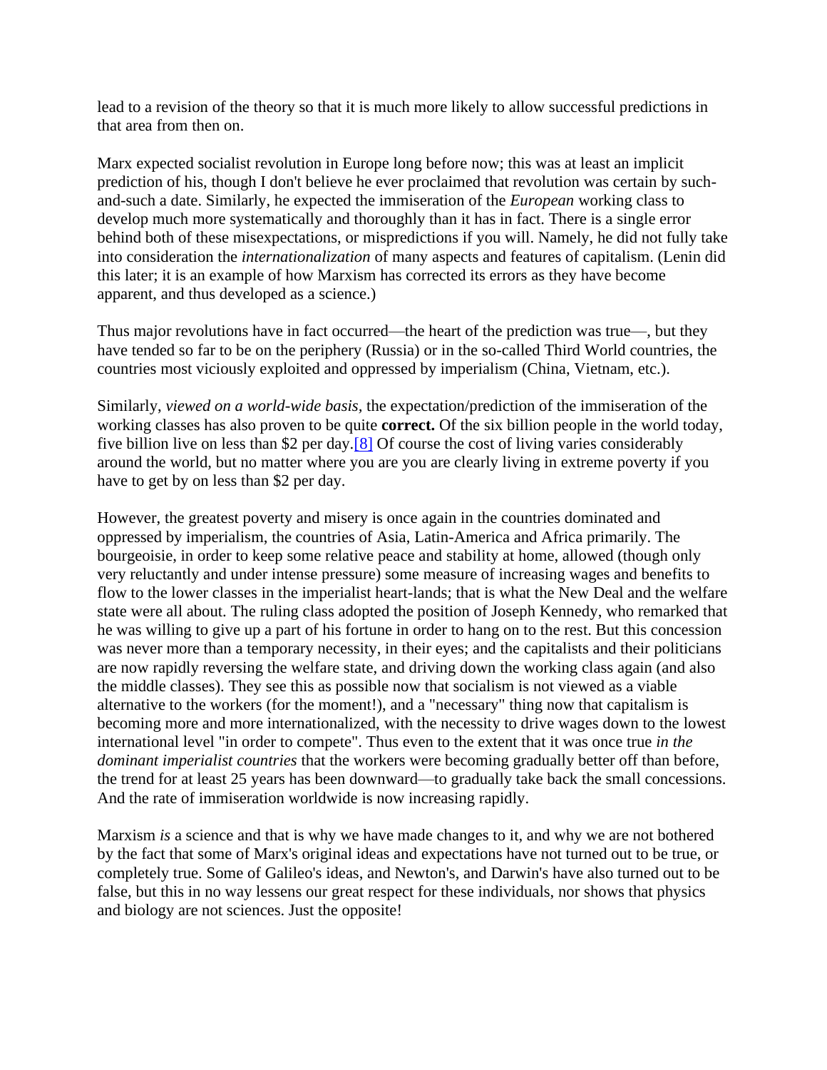lead to a revision of the theory so that it is much more likely to allow successful predictions in that area from then on.

Marx expected socialist revolution in Europe long before now; this was at least an implicit prediction of his, though I don't believe he ever proclaimed that revolution was certain by such-and-such a date. Similarly, he expected the immiseration of the *European* working class to develop much more systematically and thoroughly than it has in fact. There is a single error behind both of these misexpectations, or mispredictions if you will. Namely, he did not fully take into consideration the *internationalization* of many aspects and features of capitalism. (Lenin did this later; it is an example of how Marxism has corrected its errors as they have become apparent, and thus developed as a science.)

Thus major revolutions have in fact occurred—the heart of the prediction was true—, but they have tended so far to be on the periphery (Russia) or in the so-called Third World countries, the countries most viciously exploited and oppressed by imperialism (China, Vietnam, etc.).

Similarly, *viewed on a world-wide basis,* the expectation/prediction of the immiseration of the working classes has also proven to be quite **correct.** Of the six billion people in the world today, five billion live on less than $2 per day.[8] Of course the cost of living varies considerably around the world, but no matter where you are you are clearly living in extreme poverty if you have to get by on less than $2 per day.

However, the greatest poverty and misery is once again in the countries dominated and oppressed by imperialism, the countries of Asia, Latin-America and Africa primarily. The bourgeoisie, in order to keep some relative peace and stability at home, allowed (though only very reluctantly and under intense pressure) some measure of increasing wages and benefits to flow to the lower classes in the imperialist heart-lands; that is what the New Deal and the welfare state were all about. The ruling class adopted the position of Joseph Kennedy, who remarked that he was willing to give up a part of his fortune in order to hang on to the rest. But this concession was never more than a temporary necessity, in their eyes; and the capitalists and their politicians are now rapidly reversing the welfare state, and driving down the working class again (and also the middle classes). They see this as possible now that socialism is not viewed as a viable alternative to the workers (for the moment!), and a "necessary" thing now that capitalism is becoming more and more internationalized, with the necessity to drive wages down to the lowest international level "in order to compete". Thus even to the extent that it was once true *in the dominant imperialist countries* that the workers were becoming gradually better off than before, the trend for at least 25 years has been downward—to gradually take back the small concessions. And the rate of immiseration worldwide is now increasing rapidly.

Marxism *is* a science and that is why we have made changes to it, and why we are not bothered by the fact that some of Marx's original ideas and expectations have not turned out to be true, or completely true. Some of Galileo's ideas, and Newton's, and Darwin's have also turned out to be false, but this in no way lessens our great respect for these individuals, nor shows that physics and biology are not sciences. Just the opposite!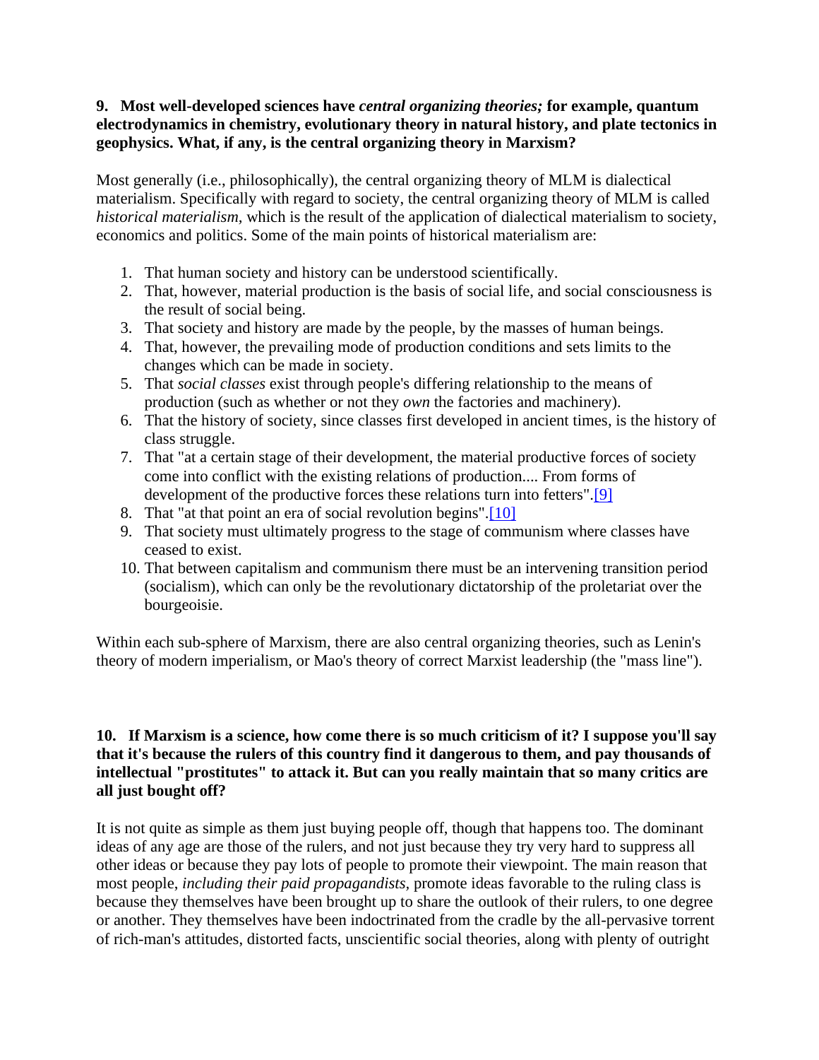**9. Most well-developed sciences have *central organizing theories;* for example, quantum electrodynamics in chemistry, evolutionary theory in natural history, and plate tectonics in geophysics. What, if any, is the central organizing theory in Marxism?**

Most generally (i.e., philosophically), the central organizing theory of MLM is dialectical materialism. Specifically with regard to society, the central organizing theory of MLM is called *historical materialism,* which is the result of the application of dialectical materialism to society, economics and politics. Some of the main points of historical materialism are:

1. That human society and history can be understood scientifically.
2. That, however, material production is the basis of social life, and social consciousness is the result of social being.
3. That society and history are made by the people, by the masses of human beings.
4. That, however, the prevailing mode of production conditions and sets limits to the changes which can be made in society.
5. That *social classes* exist through people's differing relationship to the means of production (such as whether or not they *own* the factories and machinery).
6. That the history of society, since classes first developed in ancient times, is the history of class struggle.
7. That "at a certain stage of their development, the material productive forces of society come into conflict with the existing relations of production.... From forms of development of the productive forces these relations turn into fetters".[9]
8. That "at that point an era of social revolution begins".[10]
9. That society must ultimately progress to the stage of communism where classes have ceased to exist.
10. That between capitalism and communism there must be an intervening transition period (socialism), which can only be the revolutionary dictatorship of the proletariat over the bourgeoisie.

Within each sub-sphere of Marxism, there are also central organizing theories, such as Lenin's theory of modern imperialism, or Mao's theory of correct Marxist leadership (the "mass line").

**10. If Marxism is a science, how come there is so much criticism of it? I suppose you'll say that it's because the rulers of this country find it dangerous to them, and pay thousands of intellectual "prostitutes" to attack it. But can you really maintain that so many critics are all just bought off?**

It is not quite as simple as them just buying people off, though that happens too. The dominant ideas of any age are those of the rulers, and not just because they try very hard to suppress all other ideas or because they pay lots of people to promote their viewpoint. The main reason that most people, *including their paid propagandists,* promote ideas favorable to the ruling class is because they themselves have been brought up to share the outlook of their rulers, to one degree or another. They themselves have been indoctrinated from the cradle by the all-pervasive torrent of rich-man's attitudes, distorted facts, unscientific social theories, along with plenty of outright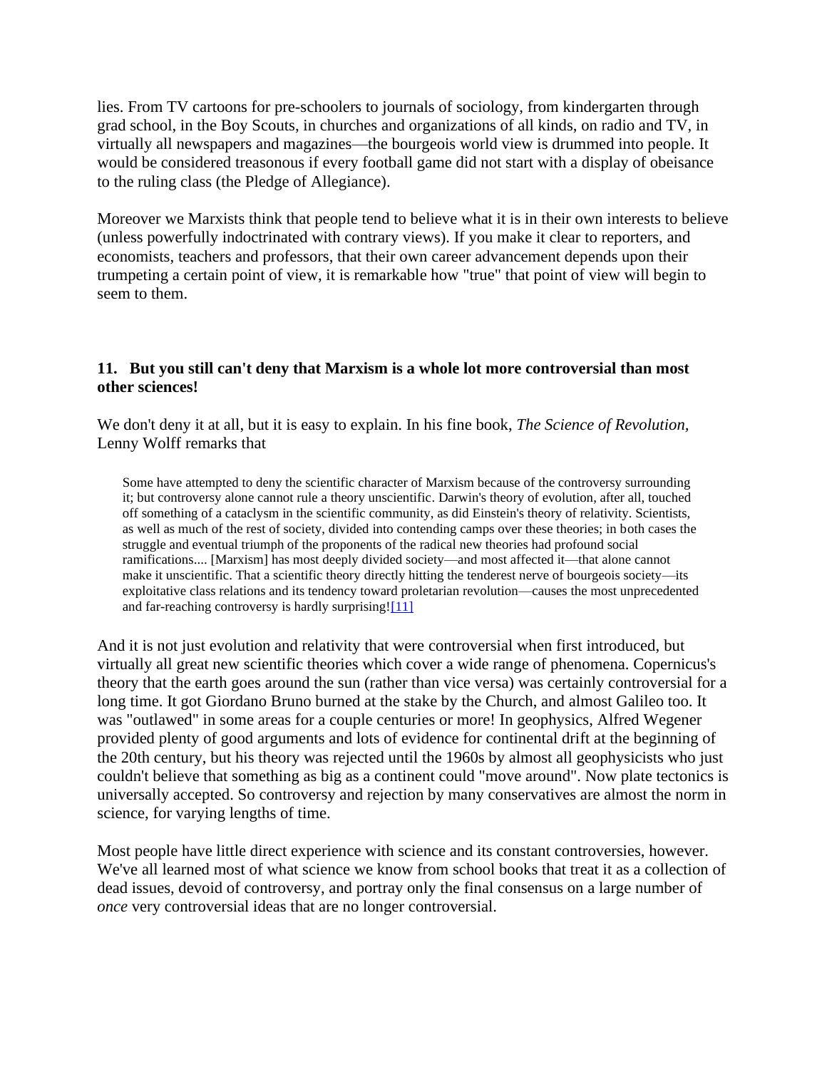lies. From TV cartoons for pre-schoolers to journals of sociology, from kindergarten through grad school, in the Boy Scouts, in churches and organizations of all kinds, on radio and TV, in virtually all newspapers and magazines—the bourgeois world view is drummed into people. It would be considered treasonous if every football game did not start with a display of obeisance to the ruling class (the Pledge of Allegiance).

Moreover we Marxists think that people tend to believe what it is in their own interests to believe (unless powerfully indoctrinated with contrary views). If you make it clear to reporters, and economists, teachers and professors, that their own career advancement depends upon their trumpeting a certain point of view, it is remarkable how "true" that point of view will begin to seem to them.

### 11. But you still can't deny that Marxism is a whole lot more controversial than most other sciences!

We don't deny it at all, but it is easy to explain. In his fine book, *The Science of Revolution*, Lenny Wolff remarks that

> Some have attempted to deny the scientific character of Marxism because of the controversy surrounding it; but controversy alone cannot rule a theory unscientific. Darwin's theory of evolution, after all, touched off something of a cataclysm in the scientific community, as did Einstein's theory of relativity. Scientists, as well as much of the rest of society, divided into contending camps over these theories; in both cases the struggle and eventual triumph of the proponents of the radical new theories had profound social ramifications.... [Marxism] has most deeply divided society—and most affected it—that alone cannot make it unscientific. That a scientific theory directly hitting the tenderest nerve of bourgeois society—its exploitative class relations and its tendency toward proletarian revolution—causes the most unprecedented and far-reaching controversy is hardly surprising![11]

And it is not just evolution and relativity that were controversial when first introduced, but virtually all great new scientific theories which cover a wide range of phenomena. Copernicus's theory that the earth goes around the sun (rather than vice versa) was certainly controversial for a long time. It got Giordano Bruno burned at the stake by the Church, and almost Galileo too. It was "outlawed" in some areas for a couple centuries or more! In geophysics, Alfred Wegener provided plenty of good arguments and lots of evidence for continental drift at the beginning of the 20th century, but his theory was rejected until the 1960s by almost all geophysicists who just couldn't believe that something as big as a continent could "move around". Now plate tectonics is universally accepted. So controversy and rejection by many conservatives are almost the norm in science, for varying lengths of time.

Most people have little direct experience with science and its constant controversies, however. We've all learned most of what science we know from school books that treat it as a collection of dead issues, devoid of controversy, and portray only the final consensus on a large number of *once* very controversial ideas that are no longer controversial.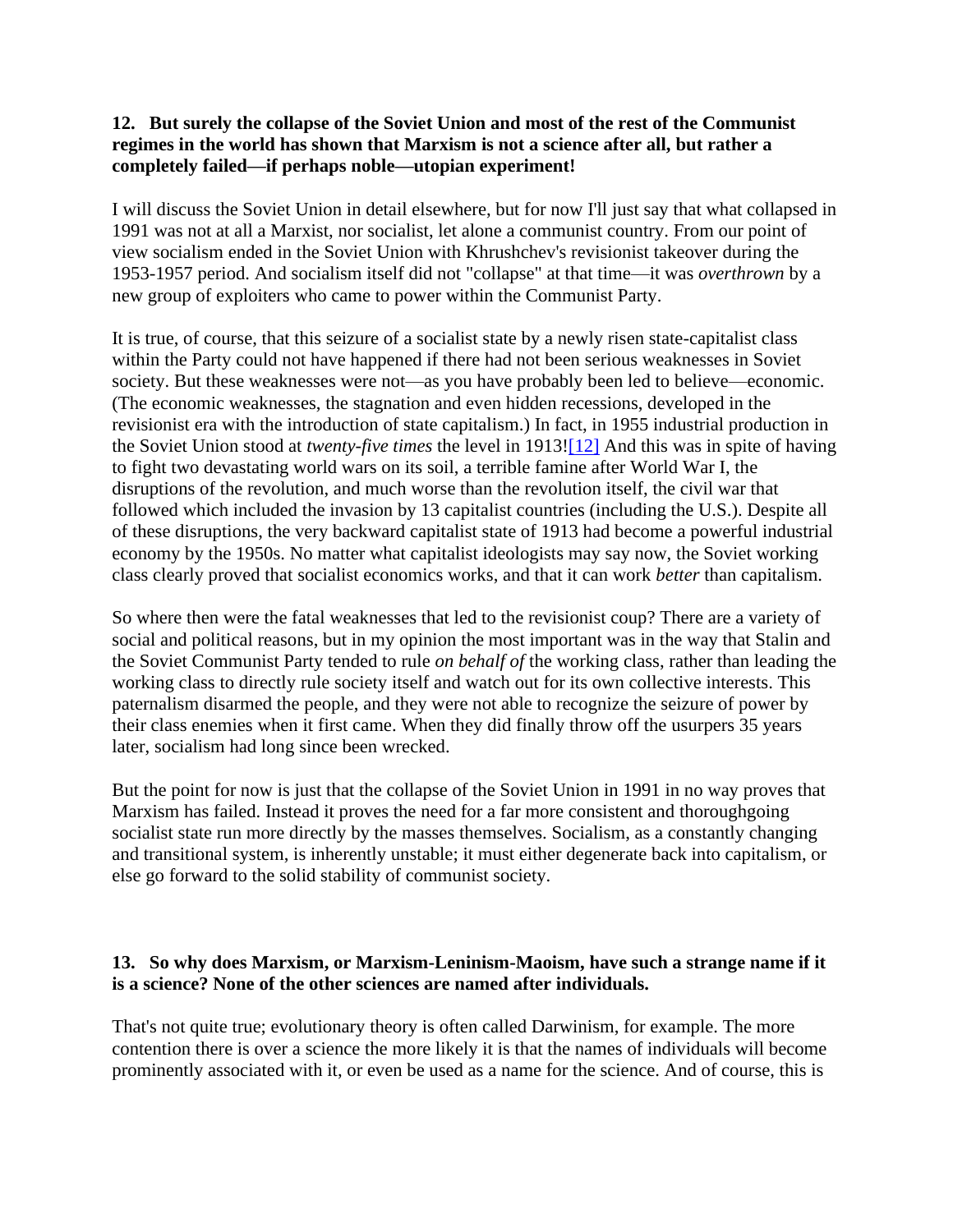**12. But surely the collapse of the Soviet Union and most of the rest of the Communist regimes in the world has shown that Marxism is not a science after all, but rather a completely failed—if perhaps noble—utopian experiment!**

I will discuss the Soviet Union in detail elsewhere, but for now I'll just say that what collapsed in 1991 was not at all a Marxist, nor socialist, let alone a communist country. From our point of view socialism ended in the Soviet Union with Khrushchev's revisionist takeover during the 1953-1957 period. And socialism itself did not "collapse" at that time—it was *overthrown* by a new group of exploiters who came to power within the Communist Party.

It is true, of course, that this seizure of a socialist state by a newly risen state-capitalist class within the Party could not have happened if there had not been serious weaknesses in Soviet society. But these weaknesses were not—as you have probably been led to believe—economic. (The economic weaknesses, the stagnation and even hidden recessions, developed in the revisionist era with the introduction of state capitalism.) In fact, in 1955 industrial production in the Soviet Union stood at *twenty-five times* the level in 1913![12] And this was in spite of having to fight two devastating world wars on its soil, a terrible famine after World War I, the disruptions of the revolution, and much worse than the revolution itself, the civil war that followed which included the invasion by 13 capitalist countries (including the U.S.). Despite all of these disruptions, the very backward capitalist state of 1913 had become a powerful industrial economy by the 1950s. No matter what capitalist ideologists may say now, the Soviet working class clearly proved that socialist economics works, and that it can work *better* than capitalism.

So where then were the fatal weaknesses that led to the revisionist coup? There are a variety of social and political reasons, but in my opinion the most important was in the way that Stalin and the Soviet Communist Party tended to rule *on behalf of* the working class, rather than leading the working class to directly rule society itself and watch out for its own collective interests. This paternalism disarmed the people, and they were not able to recognize the seizure of power by their class enemies when it first came. When they did finally throw off the usurpers 35 years later, socialism had long since been wrecked.

But the point for now is just that the collapse of the Soviet Union in 1991 in no way proves that Marxism has failed. Instead it proves the need for a far more consistent and thoroughgoing socialist state run more directly by the masses themselves. Socialism, as a constantly changing and transitional system, is inherently unstable; it must either degenerate back into capitalism, or else go forward to the solid stability of communist society.

**13. So why does Marxism, or Marxism-Leninism-Maoism, have such a strange name if it is a science? None of the other sciences are named after individuals.**

That's not quite true; evolutionary theory is often called Darwinism, for example. The more contention there is over a science the more likely it is that the names of individuals will become prominently associated with it, or even be used as a name for the science. And of course, this is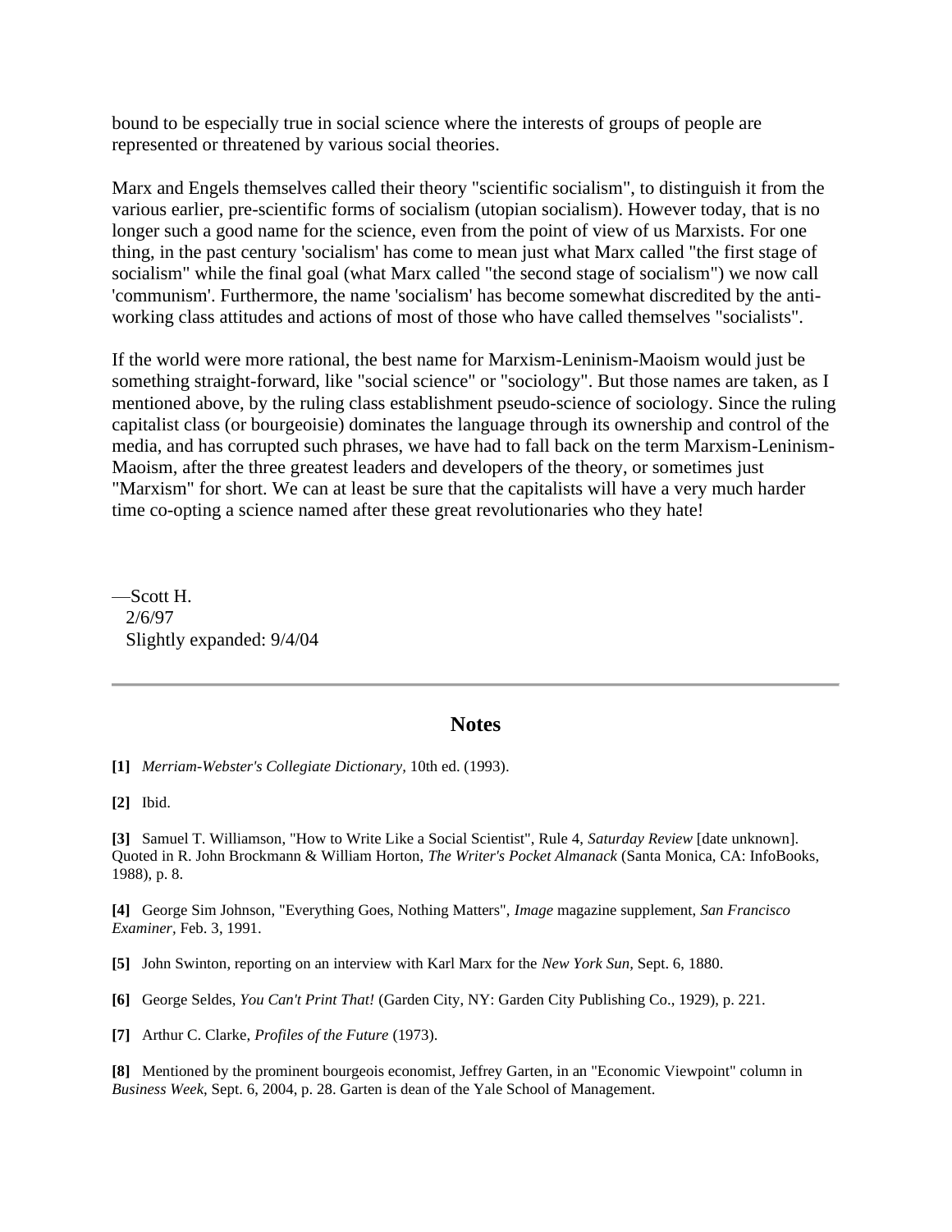bound to be especially true in social science where the interests of groups of people are represented or threatened by various social theories.

Marx and Engels themselves called their theory "scientific socialism", to distinguish it from the various earlier, pre-scientific forms of socialism (utopian socialism). However today, that is no longer such a good name for the science, even from the point of view of us Marxists. For one thing, in the past century 'socialism' has come to mean just what Marx called "the first stage of socialism" while the final goal (what Marx called "the second stage of socialism") we now call 'communism'. Furthermore, the name 'socialism' has become somewhat discredited by the anti-working class attitudes and actions of most of those who have called themselves "socialists".

If the world were more rational, the best name for Marxism-Leninism-Maoism would just be something straight-forward, like "social science" or "sociology". But those names are taken, as I mentioned above, by the ruling class establishment pseudo-science of sociology. Since the ruling capitalist class (or bourgeoisie) dominates the language through its ownership and control of the media, and has corrupted such phrases, we have had to fall back on the term Marxism-Leninism-Maoism, after the three greatest leaders and developers of the theory, or sometimes just "Marxism" for short. We can at least be sure that the capitalists will have a very much harder time co-opting a science named after these great revolutionaries who they hate!

—Scott H.
2/6/97
Slightly expanded: 9/4/04

---

## Notes

**[1]** *Merriam-Webster's Collegiate Dictionary*, 10th ed. (1993).

**[2]** Ibid.

**[3]** Samuel T. Williamson, "How to Write Like a Social Scientist", Rule 4, *Saturday Review* [date unknown]. Quoted in R. John Brockmann & William Horton, *The Writer's Pocket Almanack* (Santa Monica, CA: InfoBooks, 1988), p. 8.

**[4]** George Sim Johnson, "Everything Goes, Nothing Matters", *Image* magazine supplement, *San Francisco Examiner*, Feb. 3, 1991.

**[5]** John Swinton, reporting on an interview with Karl Marx for the *New York Sun*, Sept. 6, 1880.

**[6]** George Seldes, *You Can't Print That!* (Garden City, NY: Garden City Publishing Co., 1929), p. 221.

**[7]** Arthur C. Clarke, *Profiles of the Future* (1973).

**[8]** Mentioned by the prominent bourgeois economist, Jeffrey Garten, in an "Economic Viewpoint" column in *Business Week*, Sept. 6, 2004, p. 28. Garten is dean of the Yale School of Management.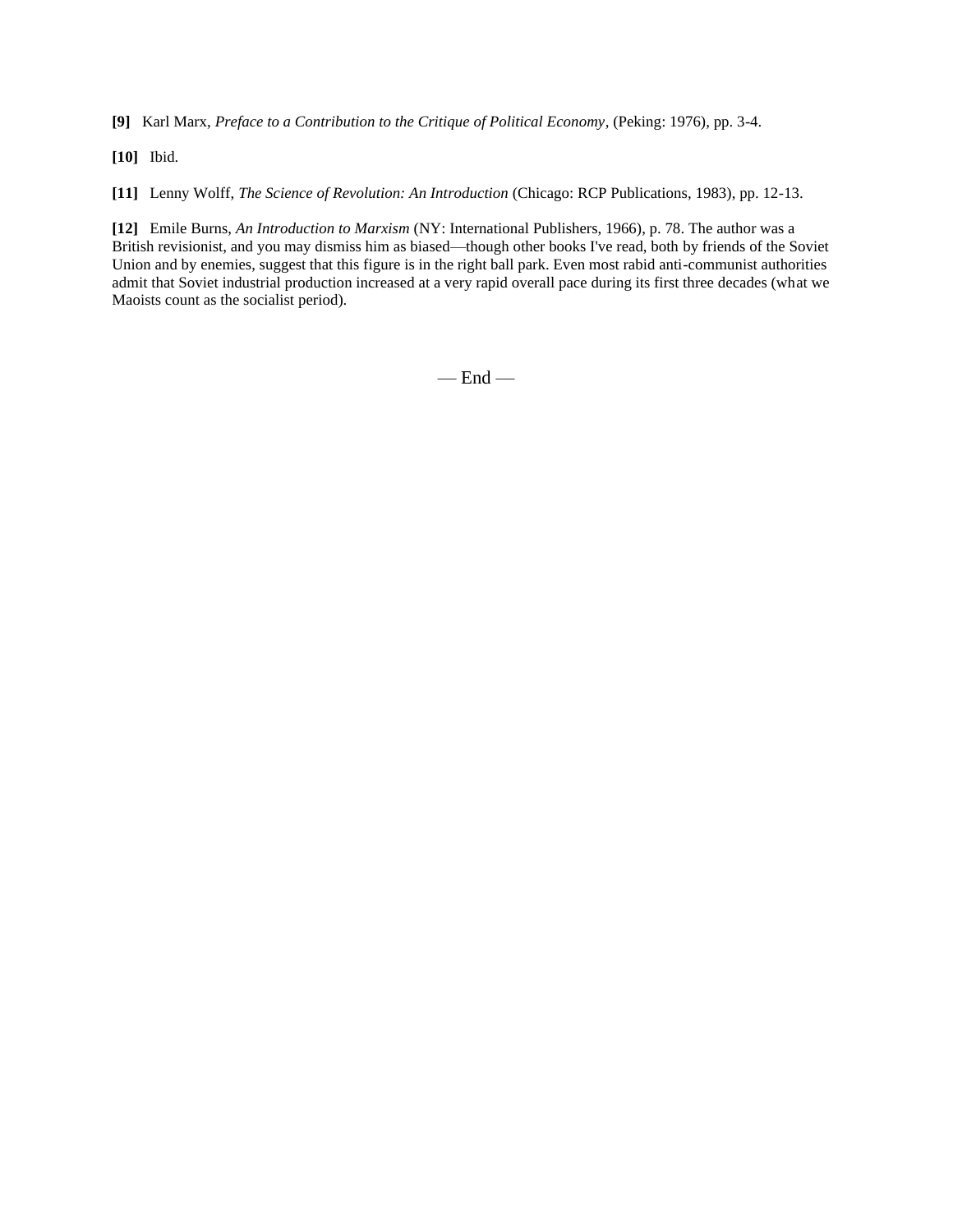**[9]** Karl Marx, *Preface to a Contribution to the Critique of Political Economy*, (Peking: 1976), pp. 3-4.

**[10]** Ibid.

**[11]** Lenny Wolff, *The Science of Revolution: An Introduction* (Chicago: RCP Publications, 1983), pp. 12-13.

**[12]** Emile Burns, *An Introduction to Marxism* (NY: International Publishers, 1966), p. 78. The author was a British revisionist, and you may dismiss him as biased—though other books I've read, both by friends of the Soviet Union and by enemies, suggest that this figure is in the right ball park. Even most rabid anti-communist authorities admit that Soviet industrial production increased at a very rapid overall pace during its first three decades (what we Maoists count as the socialist period).

— End —